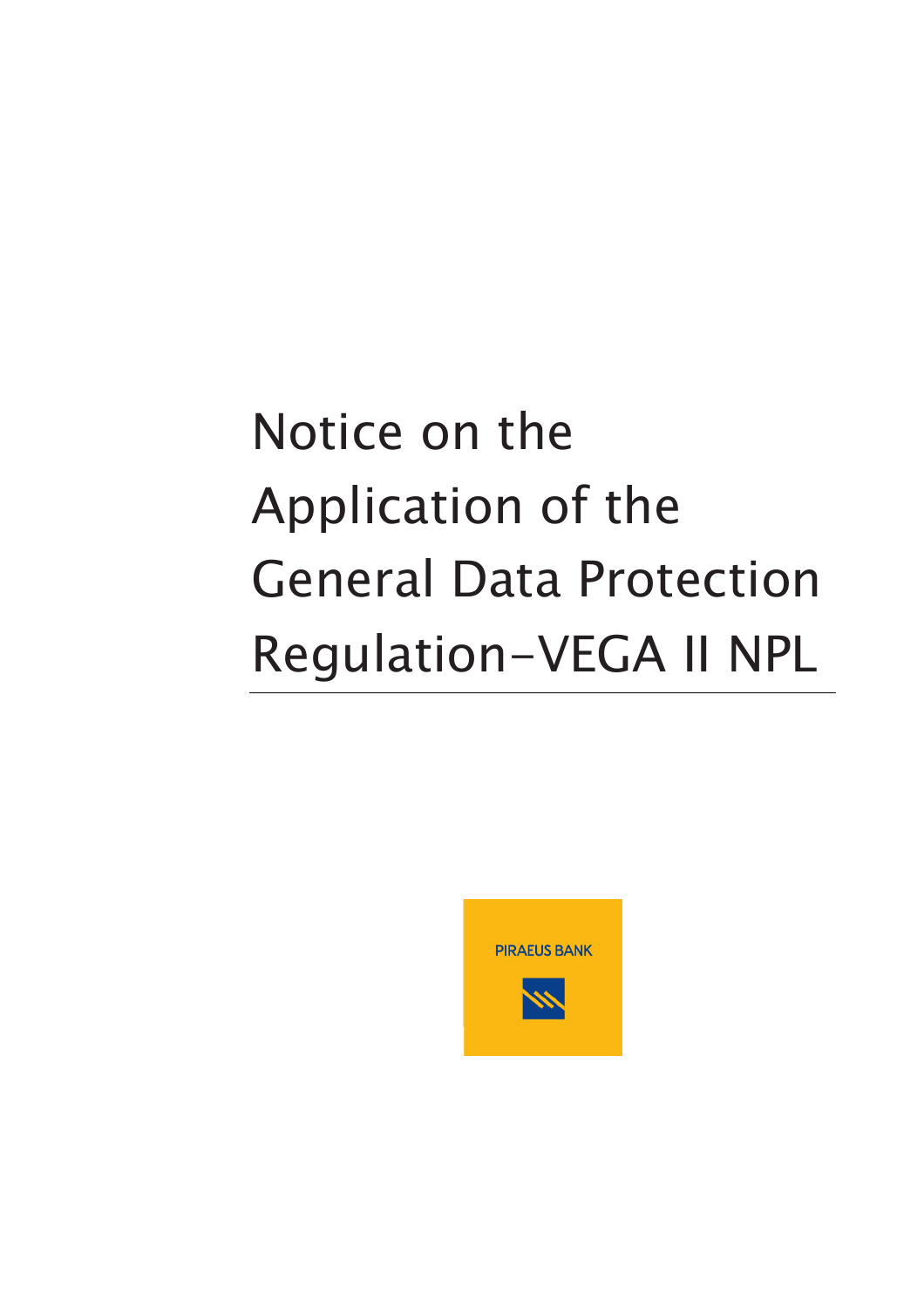# Notice on the Application of the General Data Protection Regulation-VEGA II NPL

PIRAEUS BANK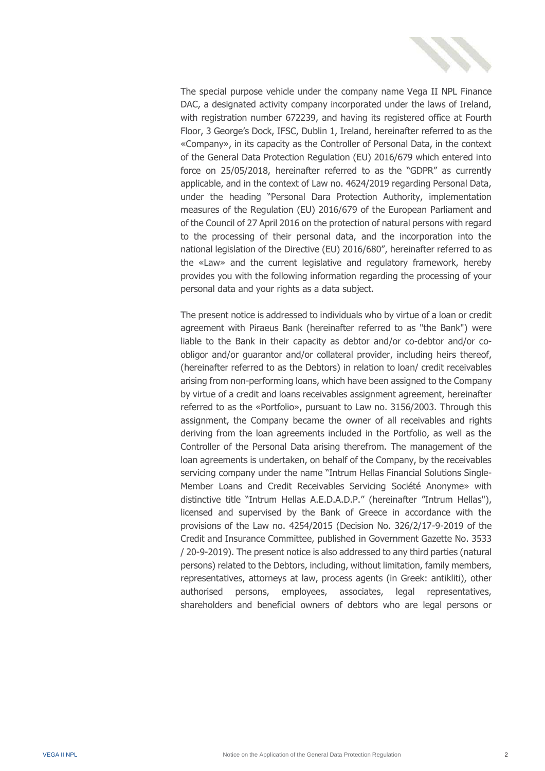The special purpose vehicle under the company name Vega II NPL Finance DAC, a designated activity company incorporated under the laws of Ireland, with registration number 672239, and having its registered office at Fourth Floor, 3 George's Dock, IFSC, Dublin 1, Ireland, hereinafter referred to as the «Company», in its capacity as the Controller of Personal Data, in the context of the General Data Protection Regulation (EU) 2016/679 which entered into force on 25/05/2018, hereinafter referred to as the "GDPR" as currently applicable, and in the context of Law no. 4624/2019 regarding Personal Data, under the heading "Personal Dara Protection Authority, implementation measures of the Regulation (EU) 2016/679 of the European Parliament and of the Council of 27 April 2016 on the protection of natural persons with regard to the processing of their personal data, and the incorporation into the national legislation of the Directive (EU) 2016/680", hereinafter referred to as the «Law» and the current legislative and regulatory framework, hereby provides you with the following information regarding the processing of your personal data and your rights as a data subject.

The present notice is addressed to individuals who by virtue of a loan or credit agreement with Piraeus Bank (hereinafter referred to as "the Bank") were liable to the Bank in their capacity as debtor and/or co-debtor and/or co-obligor and/or guarantor and/or collateral provider, including heirs thereof, (hereinafter referred to as the Debtors) in relation to loan/ credit receivables arising from non-performing loans, which have been assigned to the Company by virtue of a credit and loans receivables assignment agreement, hereinafter referred to as the «Portfolio», pursuant to Law no. 3156/2003. Through this assignment, the Company became the owner of all receivables and rights deriving from the loan agreements included in the Portfolio, as well as the Controller of the Personal Data arising therefrom. The management of the loan agreements is undertaken, on behalf of the Company, by the receivables servicing company under the name "Intrum Hellas Financial Solutions Single-Member Loans and Credit Receivables Servicing Société Anonyme» with distinctive title "Intrum Hellas A.E.D.A.D.P." (hereinafter "Intrum Hellas"), licensed and supervised by the Bank of Greece in accordance with the provisions of the Law no. 4254/2015 (Decision No. 326/2/17-9-2019 of the Credit and Insurance Committee, published in Government Gazette No. 3533 / 20-9-2019). The present notice is also addressed to any third parties (natural persons) related to the Debtors, including, without limitation, family members, representatives, attorneys at law, process agents (in Greek: antikliti), other authorised persons, employees, associates, legal representatives, shareholders and beneficial owners of debtors who are legal persons or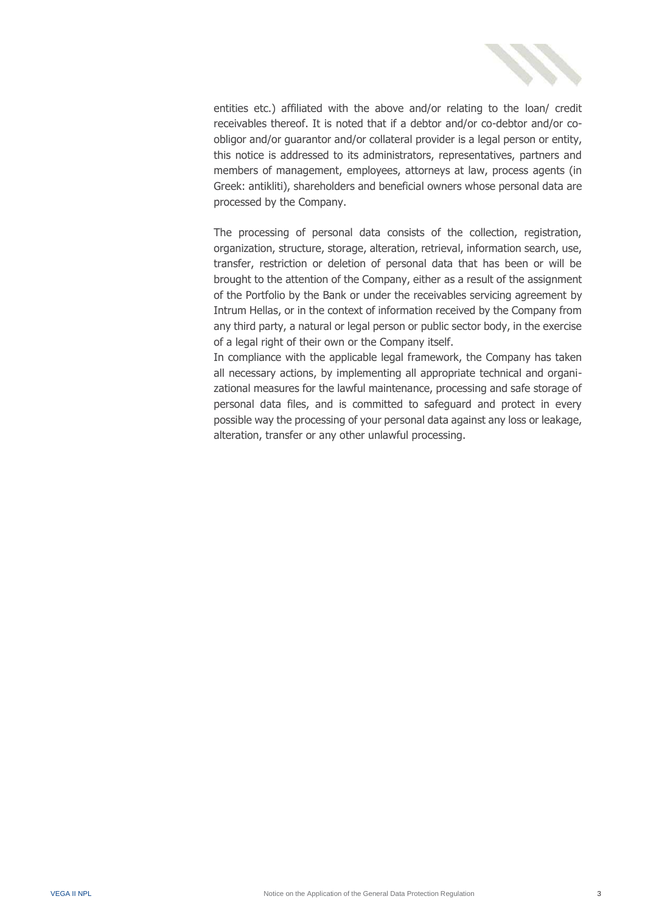entities etc.) affiliated with the above and/or relating to the loan/ credit receivables thereof. It is noted that if a debtor and/or co-debtor and/or co-obligor and/or guarantor and/or collateral provider is a legal person or entity, this notice is addressed to its administrators, representatives, partners and members of management, employees, attorneys at law, process agents (in Greek: antikliti), shareholders and beneficial owners whose personal data are processed by the Company.

The processing of personal data consists of the collection, registration, organization, structure, storage, alteration, retrieval, information search, use, transfer, restriction or deletion of personal data that has been or will be brought to the attention of the Company, either as a result of the assignment of the Portfolio by the Bank or under the receivables servicing agreement by Intrum Hellas, or in the context of information received by the Company from any third party, a natural or legal person or public sector body, in the exercise of a legal right of their own or the Company itself.

In compliance with the applicable legal framework, the Company has taken all necessary actions, by implementing all appropriate technical and organizational measures for the lawful maintenance, processing and safe storage of personal data files, and is committed to safeguard and protect in every possible way the processing of your personal data against any loss or leakage, alteration, transfer or any other unlawful processing.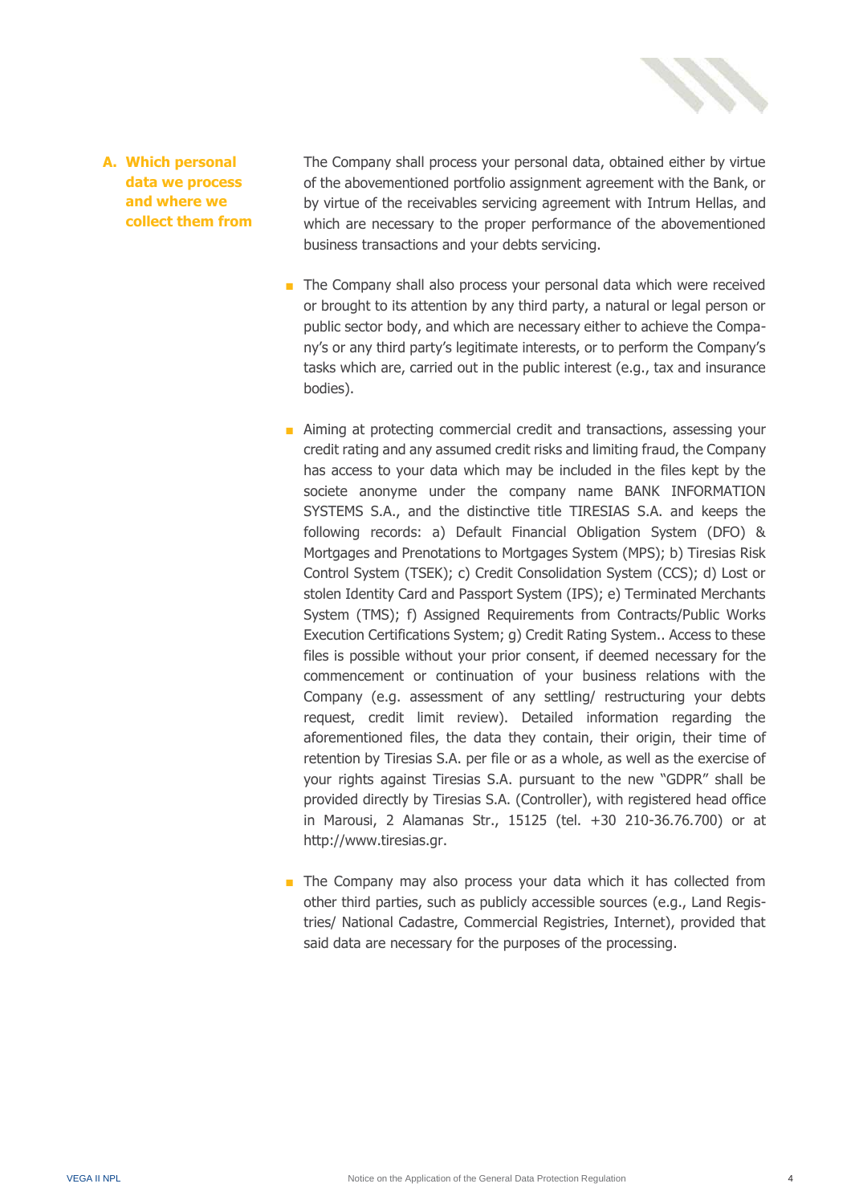## A. Which personal data we process and where we collect them from

The Company shall process your personal data, obtained either by virtue of the abovementioned portfolio assignment agreement with the Bank, or by virtue of the receivables servicing agreement with Intrum Hellas, and which are necessary to the proper performance of the abovementioned business transactions and your debts servicing.

- The Company shall also process your personal data which were received or brought to its attention by any third party, a natural or legal person or public sector body, and which are necessary either to achieve the Company's or any third party's legitimate interests, or to perform the Company's tasks which are, carried out in the public interest (e.g., tax and insurance bodies).

- Aiming at protecting commercial credit and transactions, assessing your credit rating and any assumed credit risks and limiting fraud, the Company has access to your data which may be included in the files kept by the societe anonyme under the company name BANK INFORMATION SYSTEMS S.A., and the distinctive title TIRESIAS S.A. and keeps the following records: a) Default Financial Obligation System (DFO) & Mortgages and Prenotations to Mortgages System (MPS); b) Tiresias Risk Control System (TSEK); c) Credit Consolidation System (CCS); d) Lost or stolen Identity Card and Passport System (IPS); e) Terminated Merchants System (TMS); f) Assigned Requirements from Contracts/Public Works Execution Certifications System; g) Credit Rating System.. Access to these files is possible without your prior consent, if deemed necessary for the commencement or continuation of your business relations with the Company (e.g. assessment of any settling/ restructuring your debts request, credit limit review). Detailed information regarding the aforementioned files, the data they contain, their origin, their time of retention by Tiresias S.A. per file or as a whole, as well as the exercise of your rights against Tiresias S.A. pursuant to the new "GDPR" shall be provided directly by Tiresias S.A. (Controller), with registered head office in Marousi, 2 Alamanas Str., 15125 (tel. +30 210-36.76.700) or at http://www.tiresias.gr.

- The Company may also process your data which it has collected from other third parties, such as publicly accessible sources (e.g., Land Registries/ National Cadastre, Commercial Registries, Internet), provided that said data are necessary for the purposes of the processing.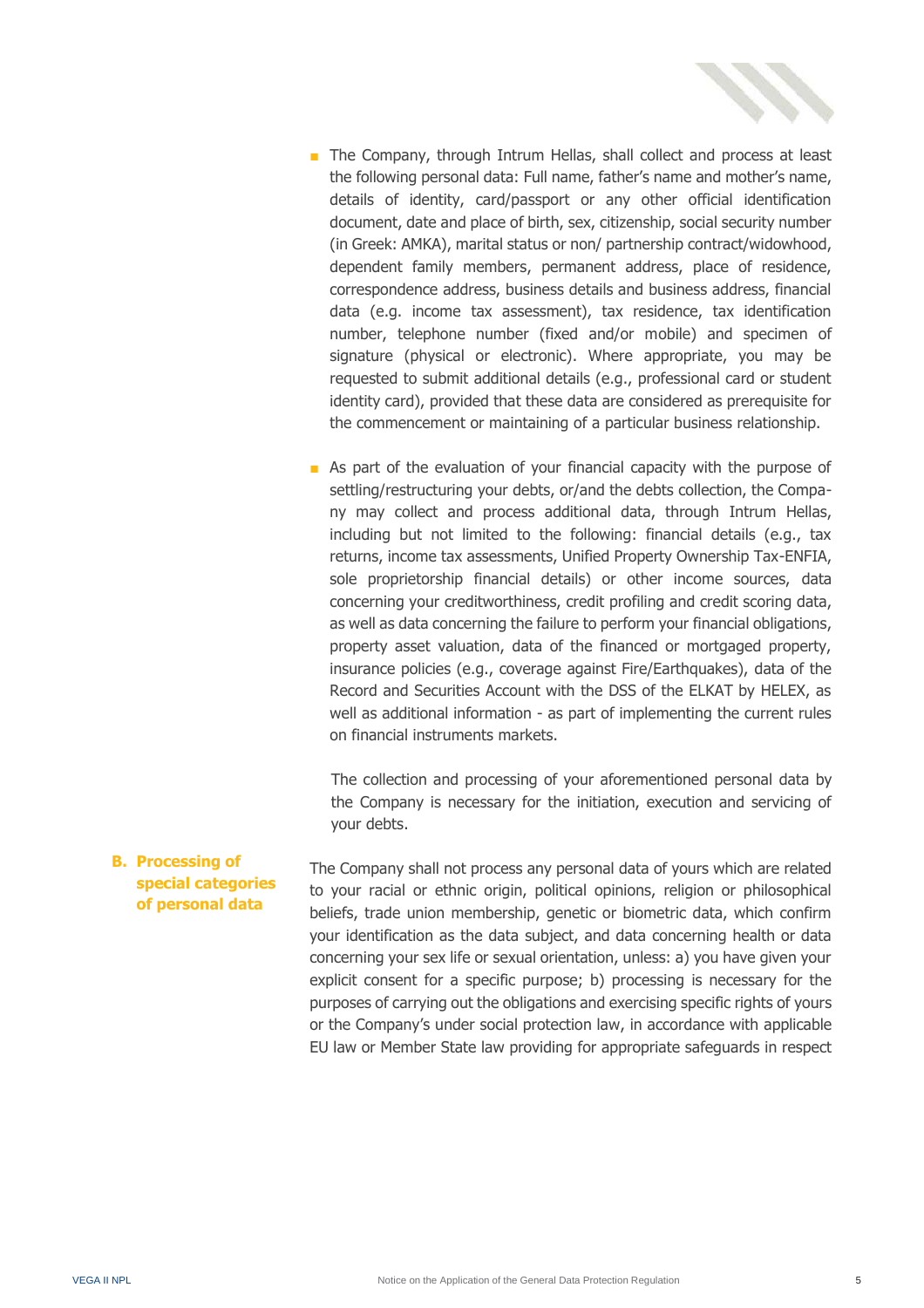- The Company, through Intrum Hellas, shall collect and process at least the following personal data: Full name, father's name and mother's name, details of identity, card/passport or any other official identification document, date and place of birth, sex, citizenship, social security number (in Greek: AMKA), marital status or non/ partnership contract/widowhood, dependent family members, permanent address, place of residence, correspondence address, business details and business address, financial data (e.g. income tax assessment), tax residence, tax identification number, telephone number (fixed and/or mobile) and specimen of signature (physical or electronic). Where appropriate, you may be requested to submit additional details (e.g., professional card or student identity card), provided that these data are considered as prerequisite for the commencement or maintaining of a particular business relationship.

- As part of the evaluation of your financial capacity with the purpose of settling/restructuring your debts, or/and the debts collection, the Company may collect and process additional data, through Intrum Hellas, including but not limited to the following: financial details (e.g., tax returns, income tax assessments, Unified Property Ownership Tax-ENFIA, sole proprietorship financial details) or other income sources, data concerning your creditworthiness, credit profiling and credit scoring data, as well as data concerning the failure to perform your financial obligations, property asset valuation, data of the financed or mortgaged property, insurance policies (e.g., coverage against Fire/Earthquakes), data of the Record and Securities Account with the DSS of the ELKAT by HELEX, as well as additional information - as part of implementing the current rules on financial instruments markets.

  The collection and processing of your aforementioned personal data by the Company is necessary for the initiation, execution and servicing of your debts.

### B. Processing of special categories of personal data

The Company shall not process any personal data of yours which are related to your racial or ethnic origin, political opinions, religion or philosophical beliefs, trade union membership, genetic or biometric data, which confirm your identification as the data subject, and data concerning health or data concerning your sex life or sexual orientation, unless: a) you have given your explicit consent for a specific purpose; b) processing is necessary for the purposes of carrying out the obligations and exercising specific rights of yours or the Company's under social protection law, in accordance with applicable EU law or Member State law providing for appropriate safeguards in respect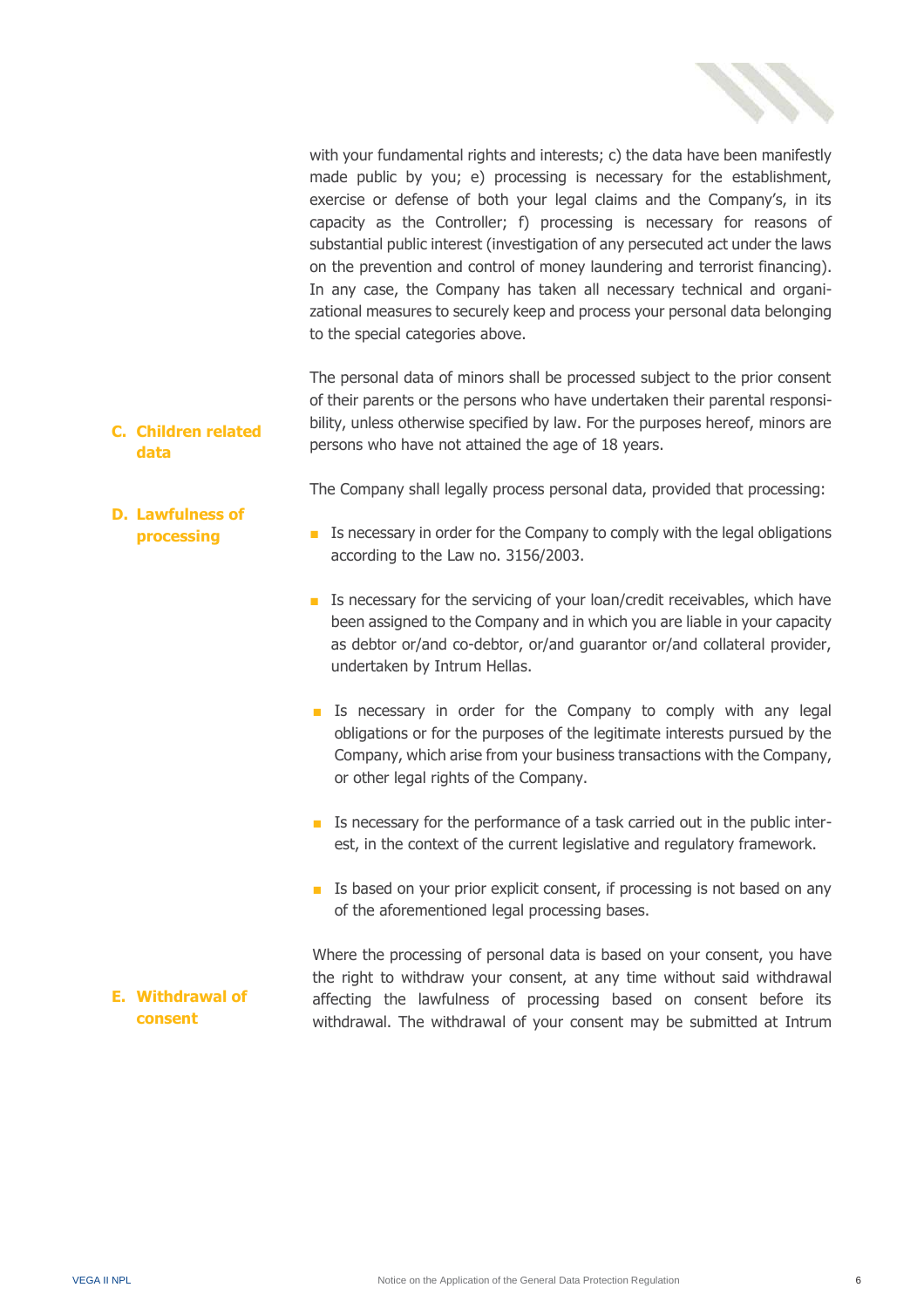with your fundamental rights and interests; c) the data have been manifestly made public by you; e) processing is necessary for the establishment, exercise or defense of both your legal claims and the Company's, in its capacity as the Controller; f) processing is necessary for reasons of substantial public interest (investigation of any persecuted act under the laws on the prevention and control of money laundering and terrorist financing). In any case, the Company has taken all necessary technical and organizational measures to securely keep and process your personal data belonging to the special categories above.

### C. Children related data

The personal data of minors shall be processed subject to the prior consent of their parents or the persons who have undertaken their parental responsibility, unless otherwise specified by law. For the purposes hereof, minors are persons who have not attained the age of 18 years.

### D. Lawfulness of processing

The Company shall legally process personal data, provided that processing:

- Is necessary in order for the Company to comply with the legal obligations according to the Law no. 3156/2003.
- Is necessary for the servicing of your loan/credit receivables, which have been assigned to the Company and in which you are liable in your capacity as debtor or/and co-debtor, or/and guarantor or/and collateral provider, undertaken by Intrum Hellas.
- Is necessary in order for the Company to comply with any legal obligations or for the purposes of the legitimate interests pursued by the Company, which arise from your business transactions with the Company, or other legal rights of the Company.
- Is necessary for the performance of a task carried out in the public interest, in the context of the current legislative and regulatory framework.
- Is based on your prior explicit consent, if processing is not based on any of the aforementioned legal processing bases.

### E. Withdrawal of consent

Where the processing of personal data is based on your consent, you have the right to withdraw your consent, at any time without said withdrawal affecting the lawfulness of processing based on consent before its withdrawal. The withdrawal of your consent may be submitted at Intrum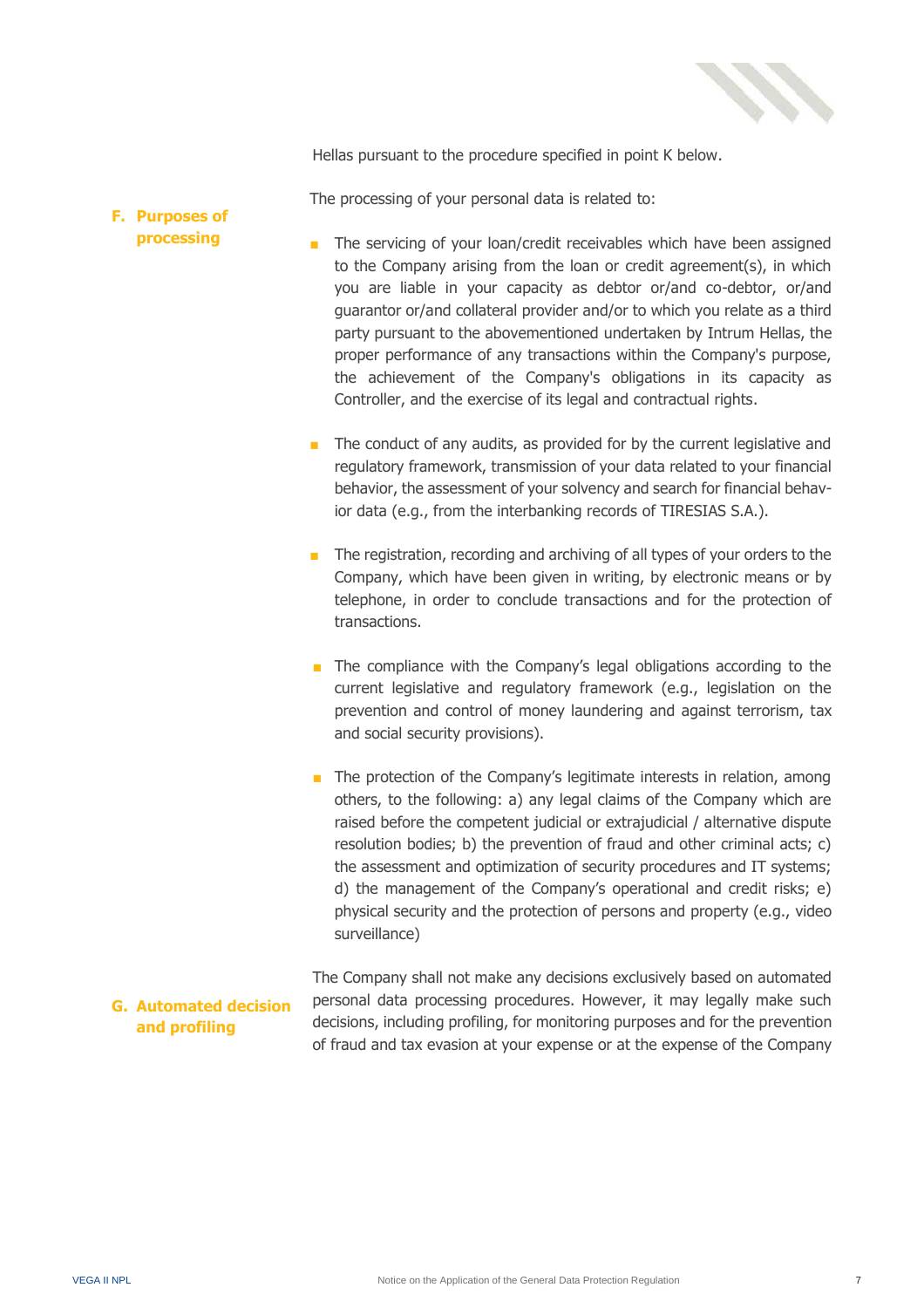Hellas pursuant to the procedure specified in point K below.

## F. Purposes of processing

The processing of your personal data is related to:

- The servicing of your loan/credit receivables which have been assigned to the Company arising from the loan or credit agreement(s), in which you are liable in your capacity as debtor or/and co-debtor, or/and guarantor or/and collateral provider and/or to which you relate as a third party pursuant to the abovementioned undertaken by Intrum Hellas, the proper performance of any transactions within the Company's purpose, the achievement of the Company's obligations in its capacity as Controller, and the exercise of its legal and contractual rights.

- The conduct of any audits, as provided for by the current legislative and regulatory framework, transmission of your data related to your financial behavior, the assessment of your solvency and search for financial behavior data (e.g., from the interbanking records of TIRESIAS S.A.).

- The registration, recording and archiving of all types of your orders to the Company, which have been given in writing, by electronic means or by telephone, in order to conclude transactions and for the protection of transactions.

- The compliance with the Company's legal obligations according to the current legislative and regulatory framework (e.g., legislation on the prevention and control of money laundering and against terrorism, tax and social security provisions).

- The protection of the Company's legitimate interests in relation, among others, to the following: a) any legal claims of the Company which are raised before the competent judicial or extrajudicial / alternative dispute resolution bodies; b) the prevention of fraud and other criminal acts; c) the assessment and optimization of security procedures and IT systems; d) the management of the Company's operational and credit risks; e) physical security and the protection of persons and property (e.g., video surveillance)

## G. Automated decision and profiling

The Company shall not make any decisions exclusively based on automated personal data processing procedures. However, it may legally make such decisions, including profiling, for monitoring purposes and for the prevention of fraud and tax evasion at your expense or at the expense of the Company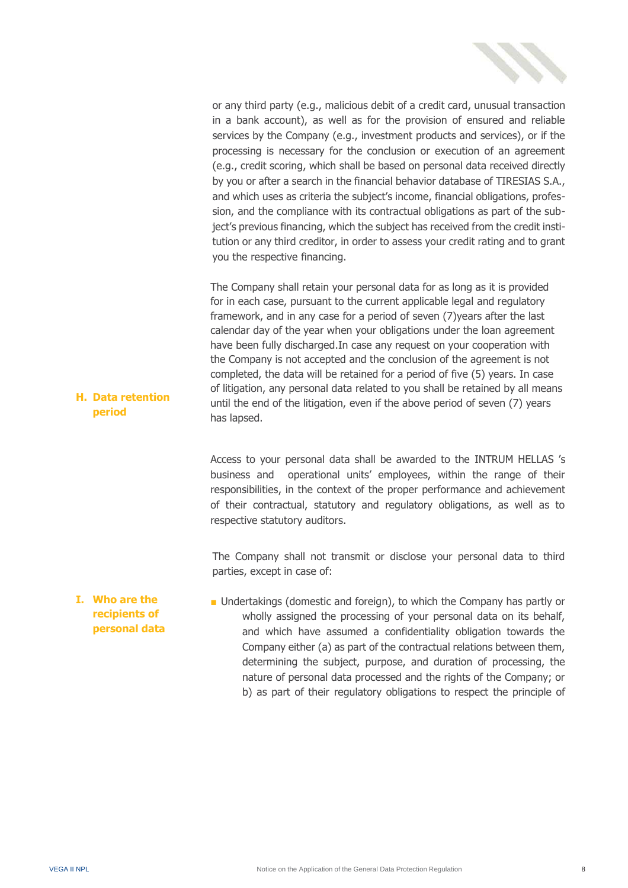or any third party (e.g., malicious debit of a credit card, unusual transaction in a bank account), as well as for the provision of ensured and reliable services by the Company (e.g., investment products and services), or if the processing is necessary for the conclusion or execution of an agreement (e.g., credit scoring, which shall be based on personal data received directly by you or after a search in the financial behavior database of TIRESIAS S.A., and which uses as criteria the subject's income, financial obligations, profession, and the compliance with its contractual obligations as part of the subject's previous financing, which the subject has received from the credit institution or any third creditor, in order to assess your credit rating and to grant you the respective financing.

## H. Data retention period

The Company shall retain your personal data for as long as it is provided for in each case, pursuant to the current applicable legal and regulatory framework, and in any case for a period of seven (7)years after the last calendar day of the year when your obligations under the loan agreement have been fully discharged.In case any request on your cooperation with the Company is not accepted and the conclusion of the agreement is not completed, the data will be retained for a period of five (5) years. In case of litigation, any personal data related to you shall be retained by all means until the end of the litigation, even if the above period of seven (7) years has lapsed.

## I. Who are the recipients of personal data

Access to your personal data shall be awarded to the INTRUM HELLAS 's business and operational units' employees, within the range of their responsibilities, in the context of the proper performance and achievement of their contractual, statutory and regulatory obligations, as well as to respective statutory auditors.

The Company shall not transmit or disclose your personal data to third parties, except in case of:

- Undertakings (domestic and foreign), to which the Company has partly or wholly assigned the processing of your personal data on its behalf, and which have assumed a confidentiality obligation towards the Company either (a) as part of the contractual relations between them, determining the subject, purpose, and duration of processing, the nature of personal data processed and the rights of the Company; or b) as part of their regulatory obligations to respect the principle of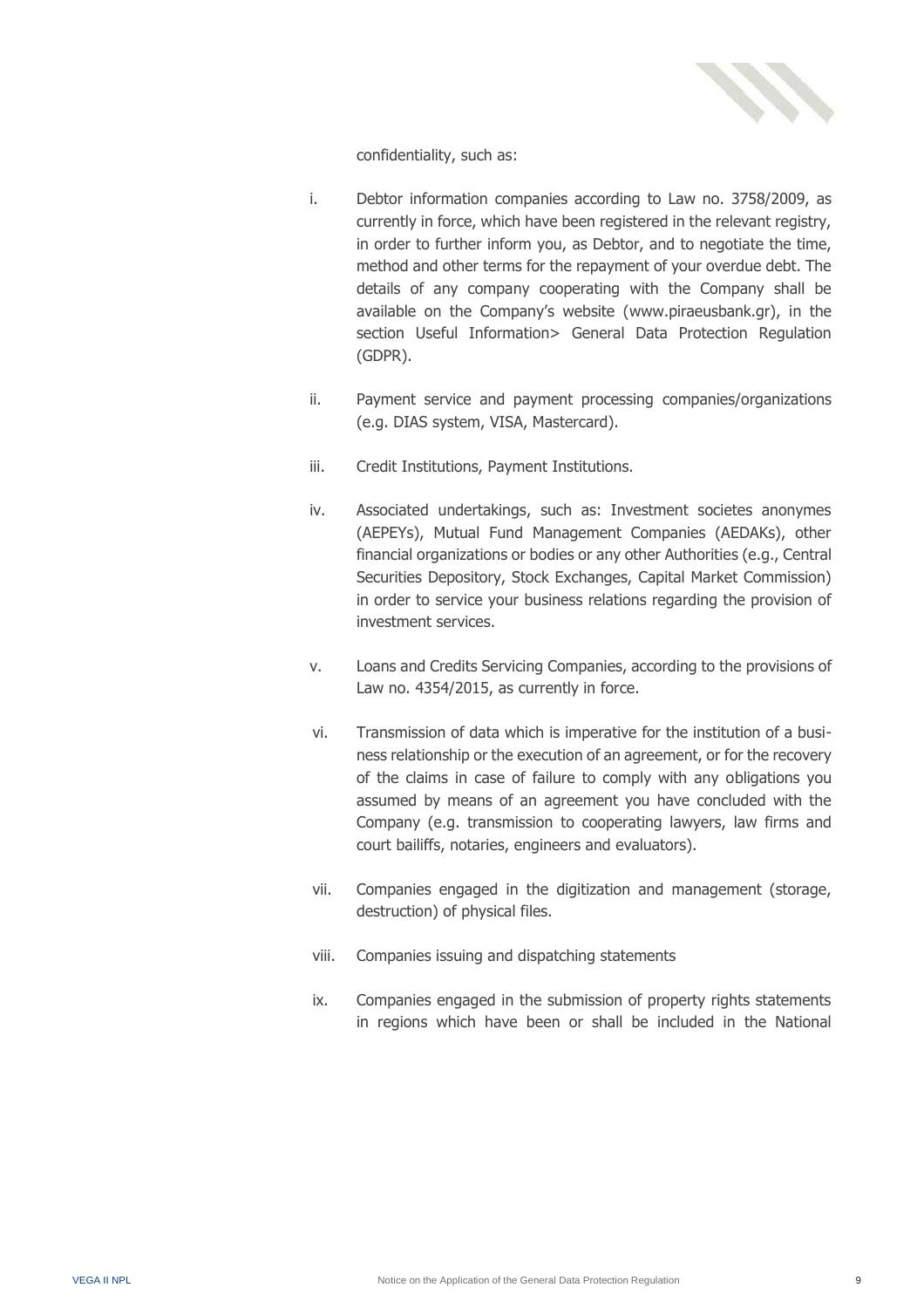confidentiality, such as:

i. Debtor information companies according to Law no. 3758/2009, as currently in force, which have been registered in the relevant registry, in order to further inform you, as Debtor, and to negotiate the time, method and other terms for the repayment of your overdue debt. The details of any company cooperating with the Company shall be available on the Company's website (www.piraeusbank.gr), in the section Useful Information> General Data Protection Regulation (GDPR).

ii. Payment service and payment processing companies/organizations (e.g. DIAS system, VISA, Mastercard).

iii. Credit Institutions, Payment Institutions.

iv. Associated undertakings, such as: Investment societes anonymes (AEPEYs), Mutual Fund Management Companies (AEDAKs), other financial organizations or bodies or any other Authorities (e.g., Central Securities Depository, Stock Exchanges, Capital Market Commission) in order to service your business relations regarding the provision of investment services.

v. Loans and Credits Servicing Companies, according to the provisions of Law no. 4354/2015, as currently in force.

vi. Transmission of data which is imperative for the institution of a business relationship or the execution of an agreement, or for the recovery of the claims in case of failure to comply with any obligations you assumed by means of an agreement you have concluded with the Company (e.g. transmission to cooperating lawyers, law firms and court bailiffs, notaries, engineers and evaluators).

vii. Companies engaged in the digitization and management (storage, destruction) of physical files.

viii. Companies issuing and dispatching statements

ix. Companies engaged in the submission of property rights statements in regions which have been or shall be included in the National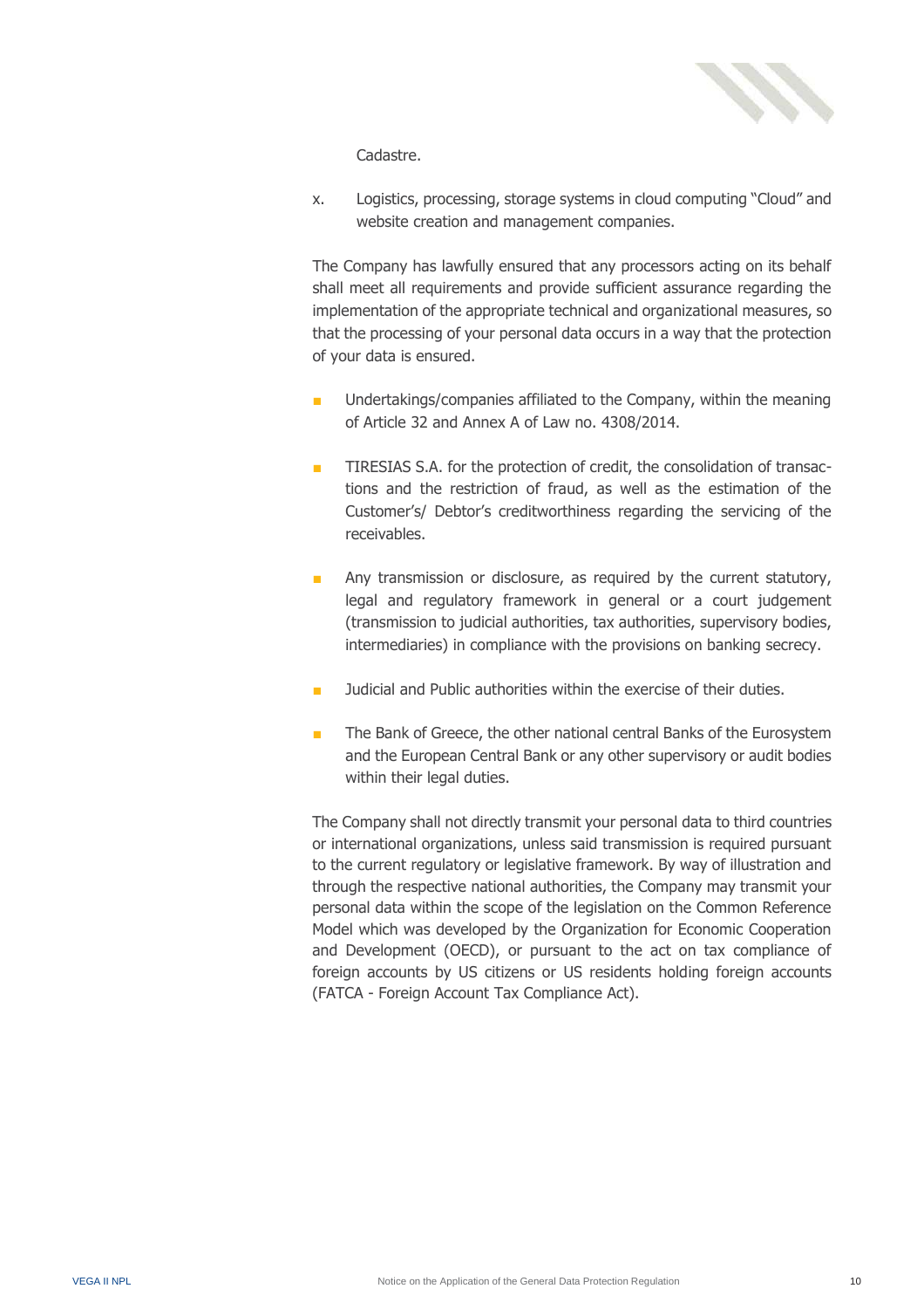Cadastre.

x. Logistics, processing, storage systems in cloud computing "Cloud" and website creation and management companies.

The Company has lawfully ensured that any processors acting on its behalf shall meet all requirements and provide sufficient assurance regarding the implementation of the appropriate technical and organizational measures, so that the processing of your personal data occurs in a way that the protection of your data is ensured.

- Undertakings/companies affiliated to the Company, within the meaning of Article 32 and Annex A of Law no. 4308/2014.
- TIRESIAS S.A. for the protection of credit, the consolidation of transactions and the restriction of fraud, as well as the estimation of the Customer's/ Debtor's creditworthiness regarding the servicing of the receivables.
- Any transmission or disclosure, as required by the current statutory, legal and regulatory framework in general or a court judgement (transmission to judicial authorities, tax authorities, supervisory bodies, intermediaries) in compliance with the provisions on banking secrecy.
- Judicial and Public authorities within the exercise of their duties.
- The Bank of Greece, the other national central Banks of the Eurosystem and the European Central Bank or any other supervisory or audit bodies within their legal duties.

The Company shall not directly transmit your personal data to third countries or international organizations, unless said transmission is required pursuant to the current regulatory or legislative framework. By way of illustration and through the respective national authorities, the Company may transmit your personal data within the scope of the legislation on the Common Reference Model which was developed by the Organization for Economic Cooperation and Development (OECD), or pursuant to the act on tax compliance of foreign accounts by US citizens or US residents holding foreign accounts (FATCA - Foreign Account Tax Compliance Act).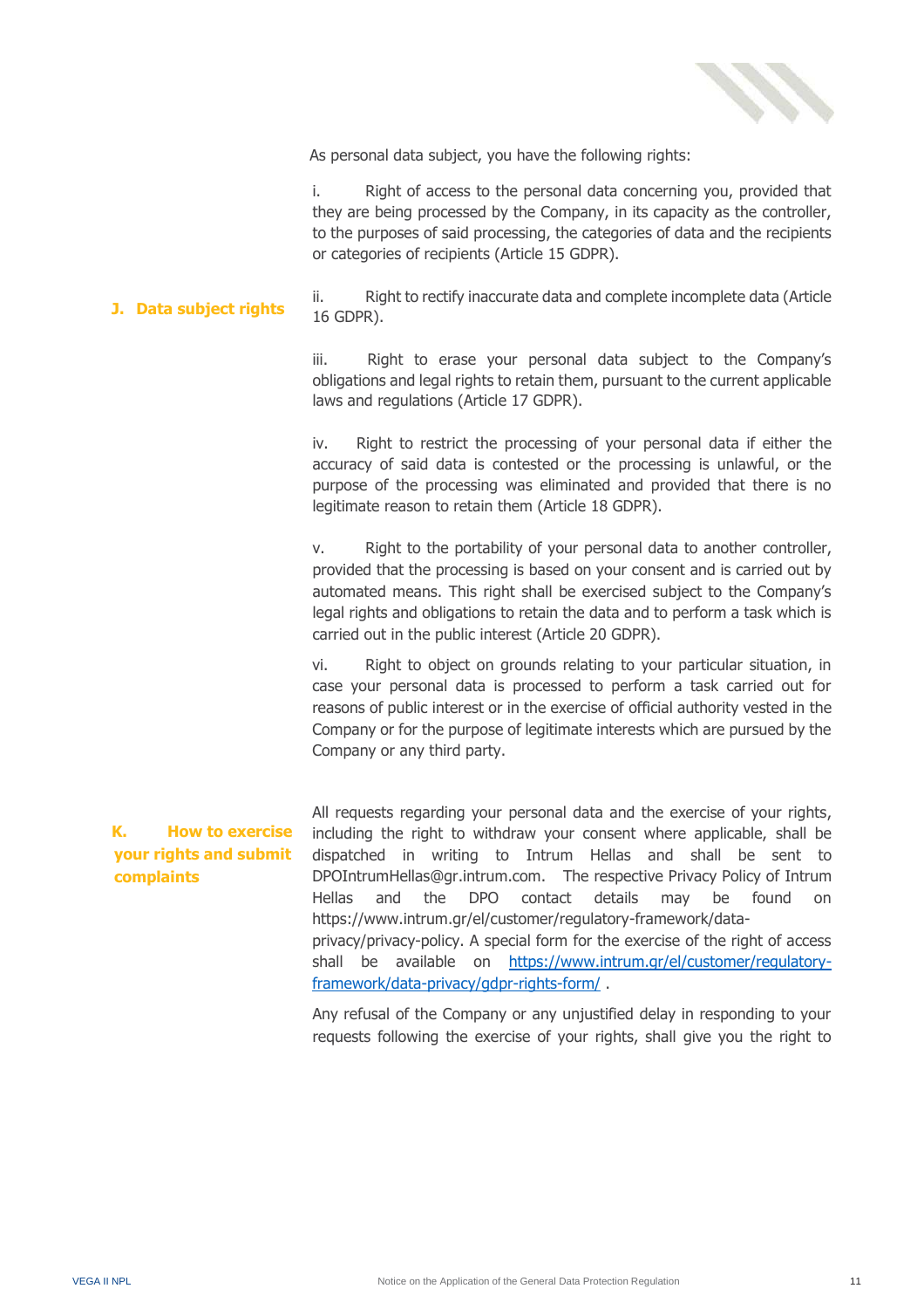## J. Data subject rights

As personal data subject, you have the following rights:

i. Right of access to the personal data concerning you, provided that they are being processed by the Company, in its capacity as the controller, to the purposes of said processing, the categories of data and the recipients or categories of recipients (Article 15 GDPR).

ii. Right to rectify inaccurate data and complete incomplete data (Article 16 GDPR).

iii. Right to erase your personal data subject to the Company's obligations and legal rights to retain them, pursuant to the current applicable laws and regulations (Article 17 GDPR).

iv. Right to restrict the processing of your personal data if either the accuracy of said data is contested or the processing is unlawful, or the purpose of the processing was eliminated and provided that there is no legitimate reason to retain them (Article 18 GDPR).

v. Right to the portability of your personal data to another controller, provided that the processing is based on your consent and is carried out by automated means. This right shall be exercised subject to the Company's legal rights and obligations to retain the data and to perform a task which is carried out in the public interest (Article 20 GDPR).

vi. Right to object on grounds relating to your particular situation, in case your personal data is processed to perform a task carried out for reasons of public interest or in the exercise of official authority vested in the Company or for the purpose of legitimate interests which are pursued by the Company or any third party.

## K. How to exercise your rights and submit complaints

All requests regarding your personal data and the exercise of your rights, including the right to withdraw your consent where applicable, shall be dispatched in writing to Intrum Hellas and shall be sent to DPOIntrumHellas@gr.intrum.com. The respective Privacy Policy of Intrum Hellas and the DPO contact details may be found on https://www.intrum.gr/el/customer/regulatory-framework/data-privacy/privacy-policy. A special form for the exercise of the right of access shall be available on [https://www.intrum.gr/el/customer/regulatory-framework/data-privacy/gdpr-rights-form/](https://www.intrum.gr/el/customer/regulatory-framework/data-privacy/gdpr-rights-form/) .

Any refusal of the Company or any unjustified delay in responding to your requests following the exercise of your rights, shall give you the right to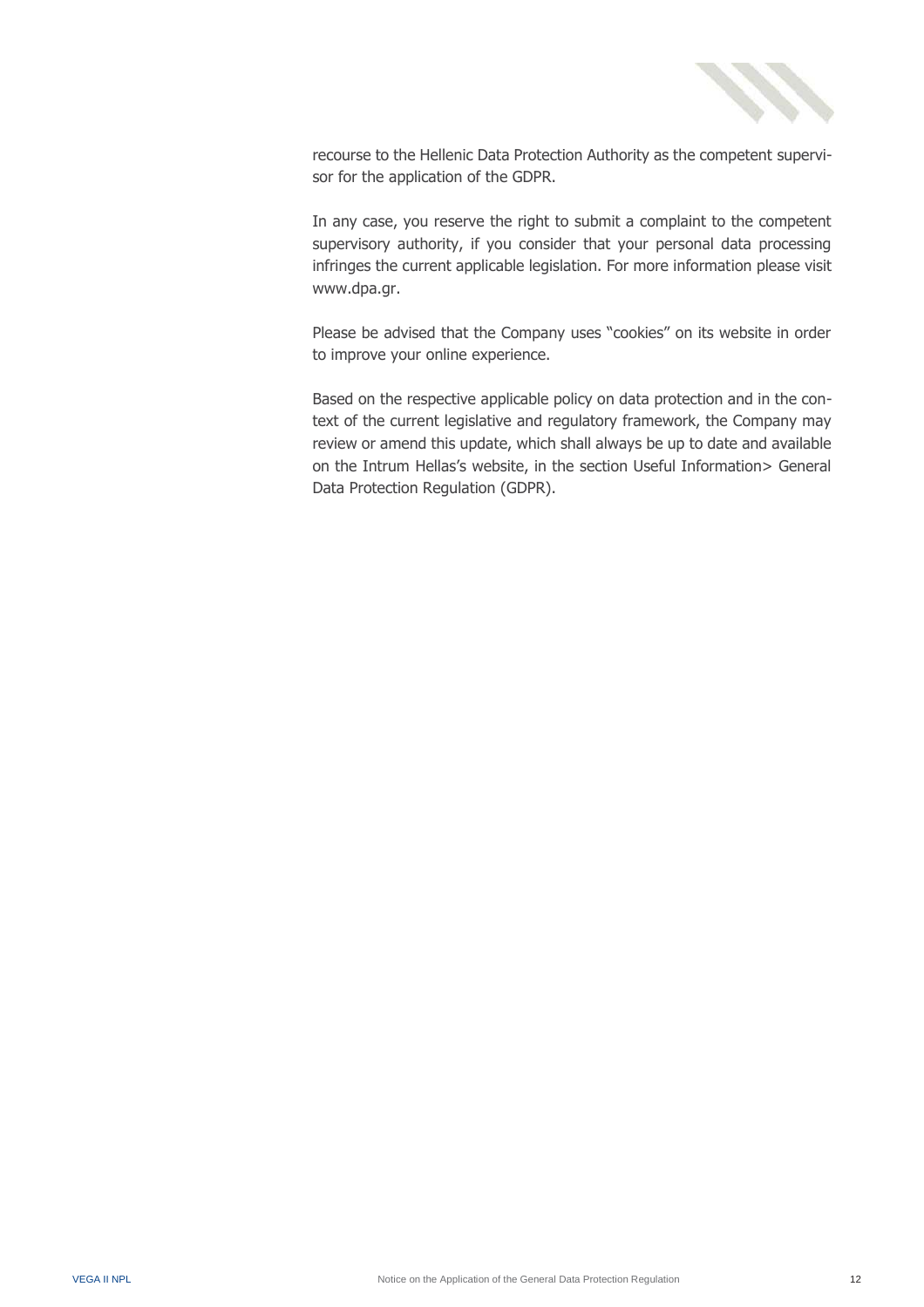recourse to the Hellenic Data Protection Authority as the competent supervisor for the application of the GDPR.

In any case, you reserve the right to submit a complaint to the competent supervisory authority, if you consider that your personal data processing infringes the current applicable legislation. For more information please visit www.dpa.gr.

Please be advised that the Company uses "cookies" on its website in order to improve your online experience.

Based on the respective applicable policy on data protection and in the context of the current legislative and regulatory framework, the Company may review or amend this update, which shall always be up to date and available on the Intrum Hellas's website, in the section Useful Information> General Data Protection Regulation (GDPR).